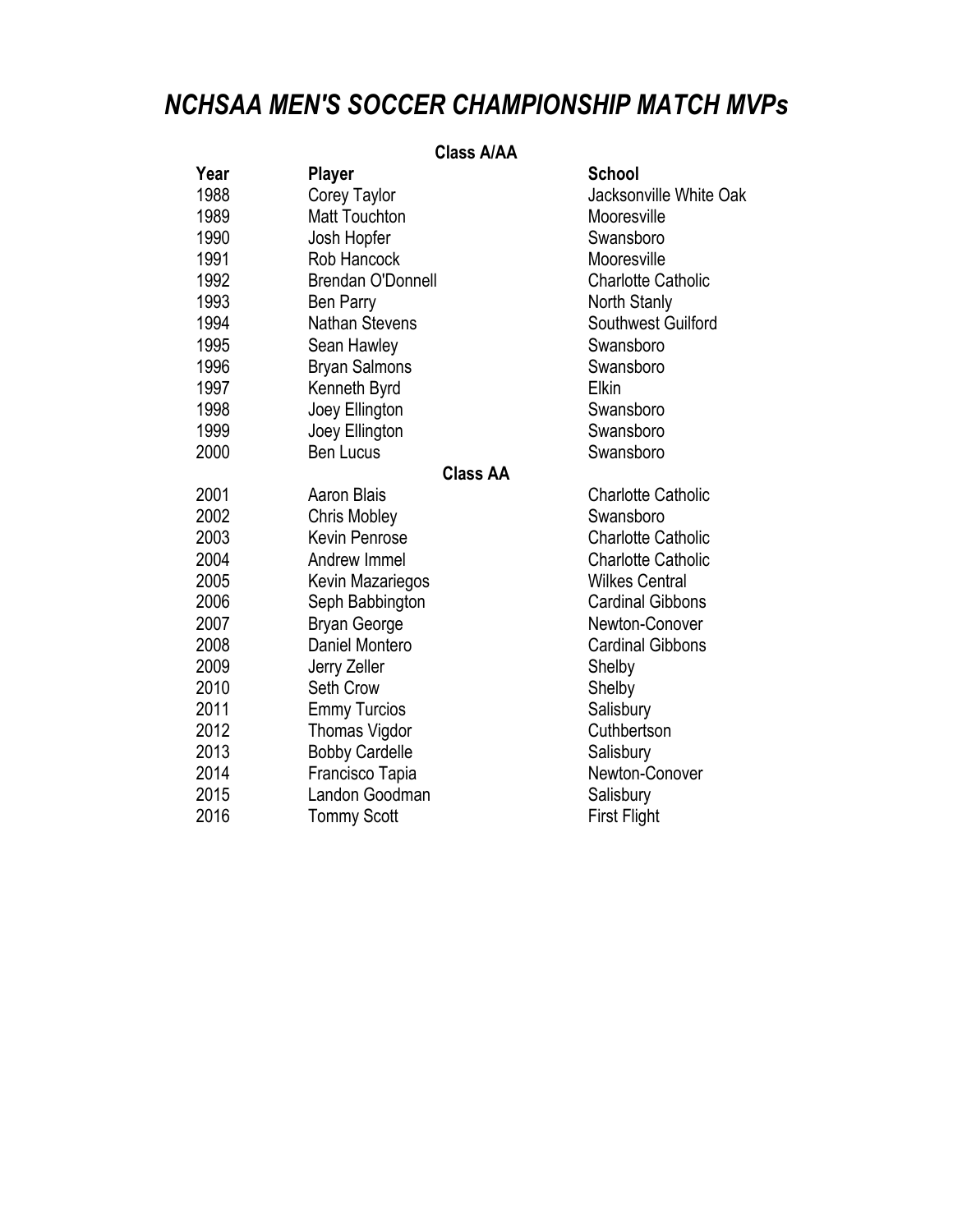# *NCHSAA MEN'S SOCCER CHAMPIONSHIP MATCH MVPs*

**Class A/AA**

| Year | Player | School |
|---|---|---|
| 1988 | Corey Taylor | Jacksonville White Oak |
| 1989 | Matt Touchton | Mooresville |
| 1990 | Josh Hopfer | Swansboro |
| 1991 | Rob Hancock | Mooresville |
| 1992 | Brendan O'Donnell | Charlotte Catholic |
| 1993 | Ben Parry | North Stanly |
| 1994 | Nathan Stevens | Southwest Guilford |
| 1995 | Sean Hawley | Swansboro |
| 1996 | Bryan Salmons | Swansboro |
| 1997 | Kenneth Byrd | Elkin |
| 1998 | Joey Ellington | Swansboro |
| 1999 | Joey Ellington | Swansboro |
| 2000 | Ben Lucus | Swansboro |
| | **Class AA** | |
| 2001 | Aaron Blais | Charlotte Catholic |
| 2002 | Chris Mobley | Swansboro |
| 2003 | Kevin Penrose | Charlotte Catholic |
| 2004 | Andrew Immel | Charlotte Catholic |
| 2005 | Kevin Mazariegos | Wilkes Central |
| 2006 | Seph Babbington | Cardinal Gibbons |
| 2007 | Bryan George | Newton-Conover |
| 2008 | Daniel Montero | Cardinal Gibbons |
| 2009 | Jerry Zeller | Shelby |
| 2010 | Seth Crow | Shelby |
| 2011 | Emmy Turcios | Salisbury |
| 2012 | Thomas Vigdor | Cuthbertson |
| 2013 | Bobby Cardelle | Salisbury |
| 2014 | Francisco Tapia | Newton-Conover |
| 2015 | Landon Goodman | Salisbury |
| 2016 | Tommy Scott | First Flight |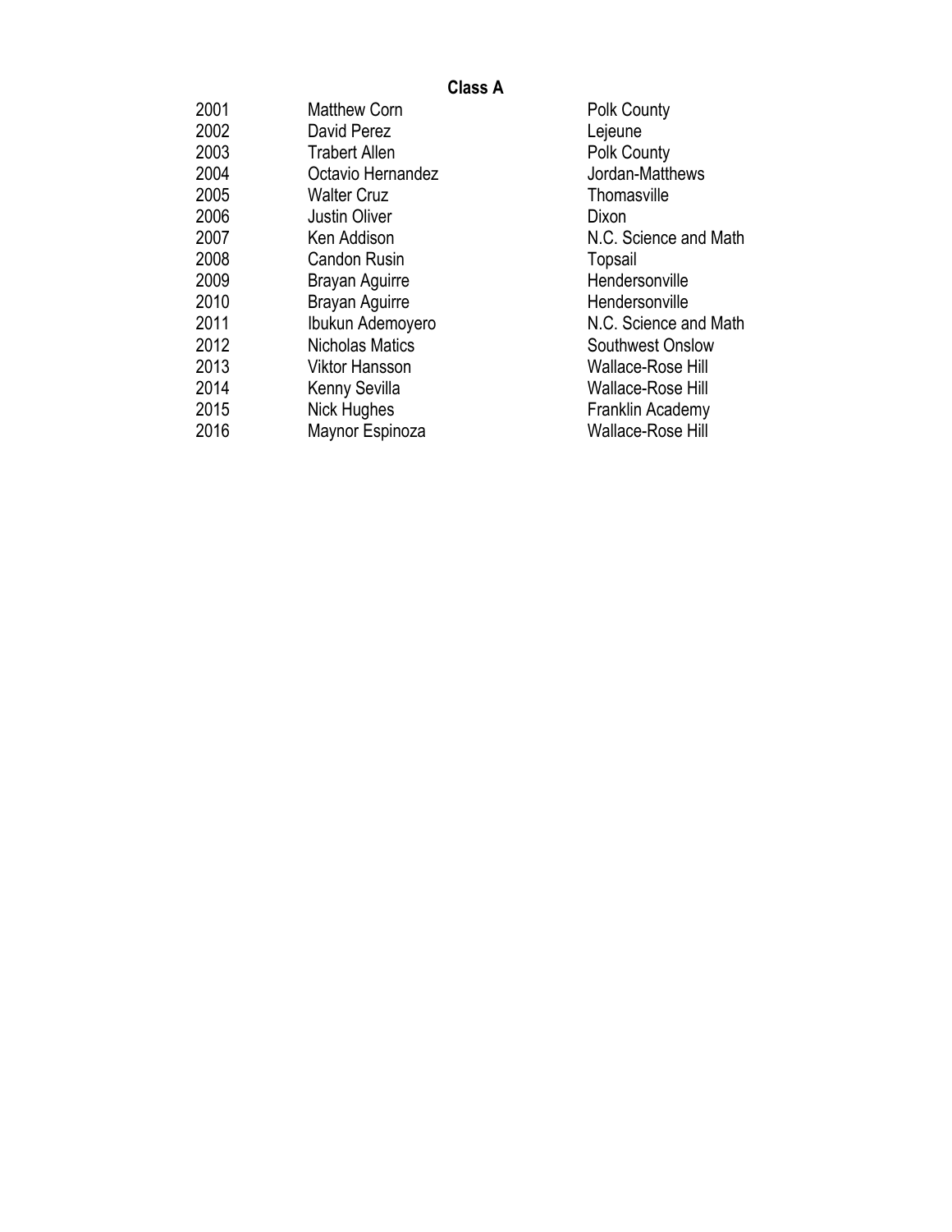## Class A

| | | |
|---|---|---|
| 2001 | Matthew Corn | Polk County |
| 2002 | David Perez | Lejeune |
| 2003 | Trabert Allen | Polk County |
| 2004 | Octavio Hernandez | Jordan-Matthews |
| 2005 | Walter Cruz | Thomasville |
| 2006 | Justin Oliver | Dixon |
| 2007 | Ken Addison | N.C. Science and Math |
| 2008 | Candon Rusin | Topsail |
| 2009 | Brayan Aguirre | Hendersonville |
| 2010 | Brayan Aguirre | Hendersonville |
| 2011 | Ibukun Ademoyero | N.C. Science and Math |
| 2012 | Nicholas Matics | Southwest Onslow |
| 2013 | Viktor Hansson | Wallace-Rose Hill |
| 2014 | Kenny Sevilla | Wallace-Rose Hill |
| 2015 | Nick Hughes | Franklin Academy |
| 2016 | Maynor Espinoza | Wallace-Rose Hill |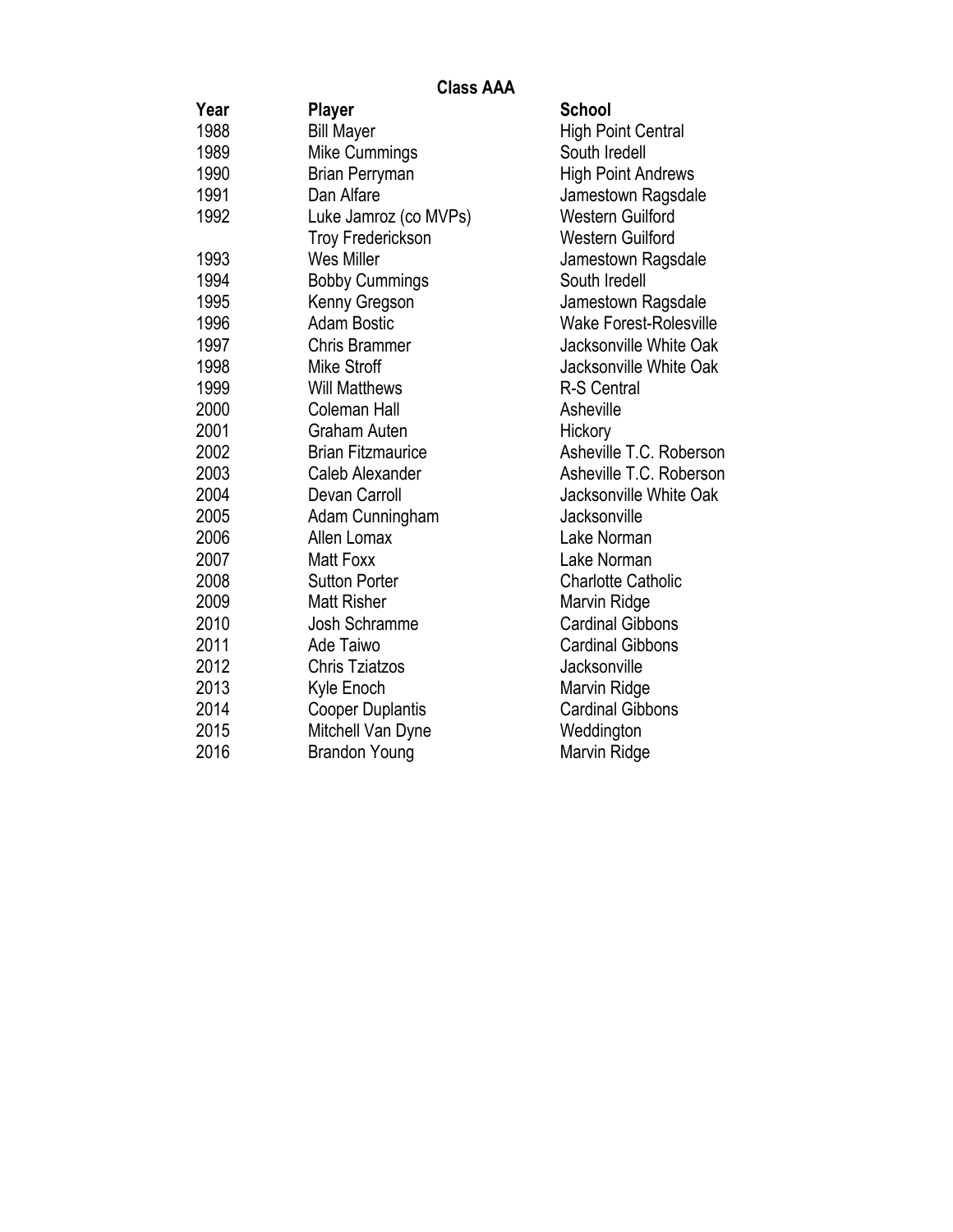## Class AAA

| Year | Player | School |
|---|---|---|
| 1988 | Bill Mayer | High Point Central |
| 1989 | Mike Cummings | South Iredell |
| 1990 | Brian Perryman | High Point Andrews |
| 1991 | Dan Alfare | Jamestown Ragsdale |
| 1992 | Luke Jamroz (co MVPs) | Western Guilford |
| | Troy Frederickson | Western Guilford |
| 1993 | Wes Miller | Jamestown Ragsdale |
| 1994 | Bobby Cummings | South Iredell |
| 1995 | Kenny Gregson | Jamestown Ragsdale |
| 1996 | Adam Bostic | Wake Forest-Rolesville |
| 1997 | Chris Brammer | Jacksonville White Oak |
| 1998 | Mike Stroff | Jacksonville White Oak |
| 1999 | Will Matthews | R-S Central |
| 2000 | Coleman Hall | Asheville |
| 2001 | Graham Auten | Hickory |
| 2002 | Brian Fitzmaurice | Asheville T.C. Roberson |
| 2003 | Caleb Alexander | Asheville T.C. Roberson |
| 2004 | Devan Carroll | Jacksonville White Oak |
| 2005 | Adam Cunningham | Jacksonville |
| 2006 | Allen Lomax | Lake Norman |
| 2007 | Matt Foxx | Lake Norman |
| 2008 | Sutton Porter | Charlotte Catholic |
| 2009 | Matt Risher | Marvin Ridge |
| 2010 | Josh Schramme | Cardinal Gibbons |
| 2011 | Ade Taiwo | Cardinal Gibbons |
| 2012 | Chris Tziatzos | Jacksonville |
| 2013 | Kyle Enoch | Marvin Ridge |
| 2014 | Cooper Duplantis | Cardinal Gibbons |
| 2015 | Mitchell Van Dyne | Weddington |
| 2016 | Brandon Young | Marvin Ridge |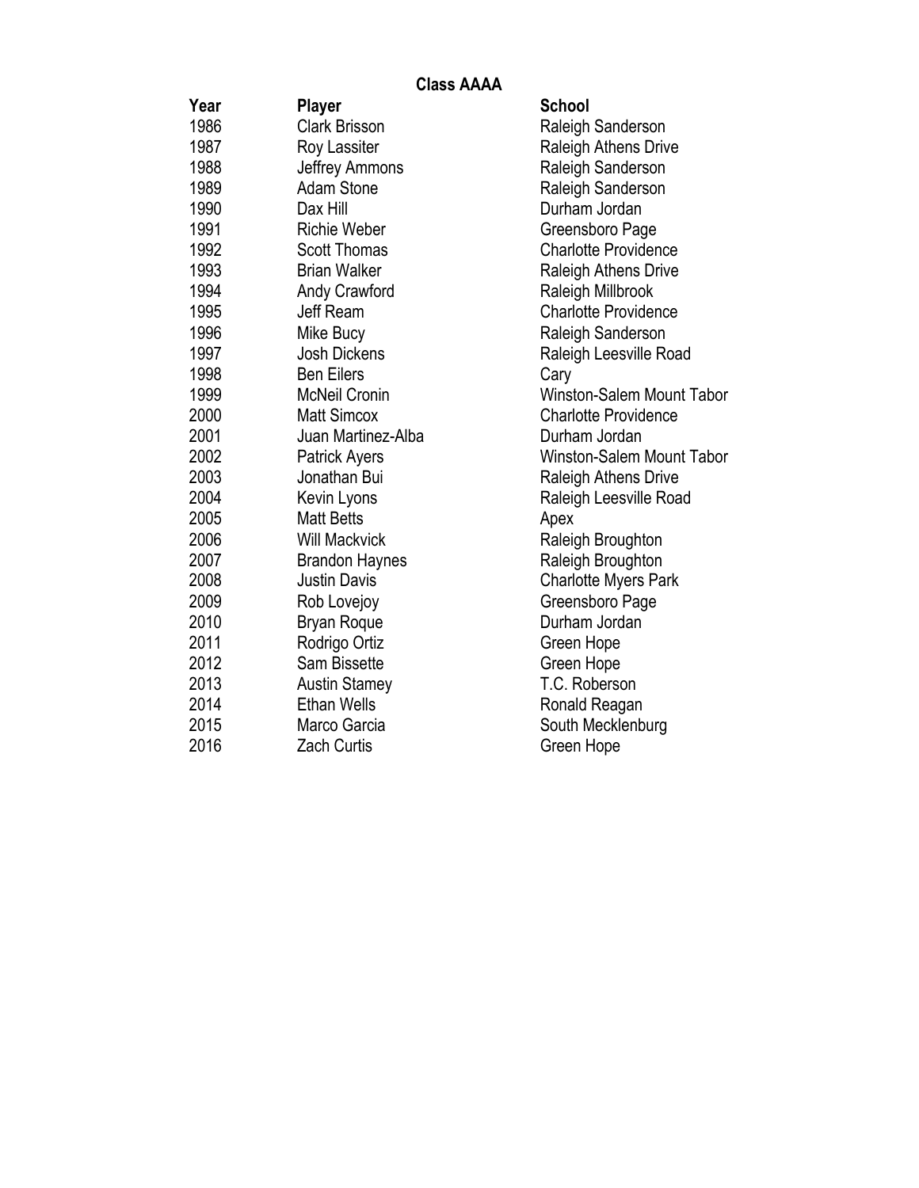## Class AAAA

| Year | Player | School |
|---|---|---|
| 1986 | Clark Brisson | Raleigh Sanderson |
| 1987 | Roy Lassiter | Raleigh Athens Drive |
| 1988 | Jeffrey Ammons | Raleigh Sanderson |
| 1989 | Adam Stone | Raleigh Sanderson |
| 1990 | Dax Hill | Durham Jordan |
| 1991 | Richie Weber | Greensboro Page |
| 1992 | Scott Thomas | Charlotte Providence |
| 1993 | Brian Walker | Raleigh Athens Drive |
| 1994 | Andy Crawford | Raleigh Millbrook |
| 1995 | Jeff Ream | Charlotte Providence |
| 1996 | Mike Bucy | Raleigh Sanderson |
| 1997 | Josh Dickens | Raleigh Leesville Road |
| 1998 | Ben Eilers | Cary |
| 1999 | McNeil Cronin | Winston-Salem Mount Tabor |
| 2000 | Matt Simcox | Charlotte Providence |
| 2001 | Juan Martinez-Alba | Durham Jordan |
| 2002 | Patrick Ayers | Winston-Salem Mount Tabor |
| 2003 | Jonathan Bui | Raleigh Athens Drive |
| 2004 | Kevin Lyons | Raleigh Leesville Road |
| 2005 | Matt Betts | Apex |
| 2006 | Will Mackvick | Raleigh Broughton |
| 2007 | Brandon Haynes | Raleigh Broughton |
| 2008 | Justin Davis | Charlotte Myers Park |
| 2009 | Rob Lovejoy | Greensboro Page |
| 2010 | Bryan Roque | Durham Jordan |
| 2011 | Rodrigo Ortiz | Green Hope |
| 2012 | Sam Bissette | Green Hope |
| 2013 | Austin Stamey | T.C. Roberson |
| 2014 | Ethan Wells | Ronald Reagan |
| 2015 | Marco Garcia | South Mecklenburg |
| 2016 | Zach Curtis | Green Hope |